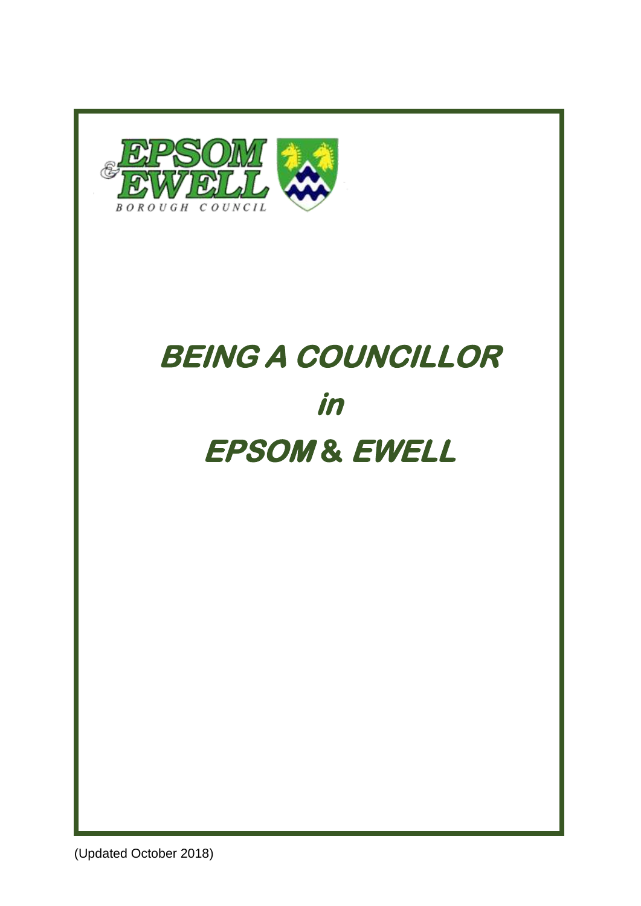# BEING A COUNCILLOR

# in

# EPSOM & EWELL

(Updated October 2018)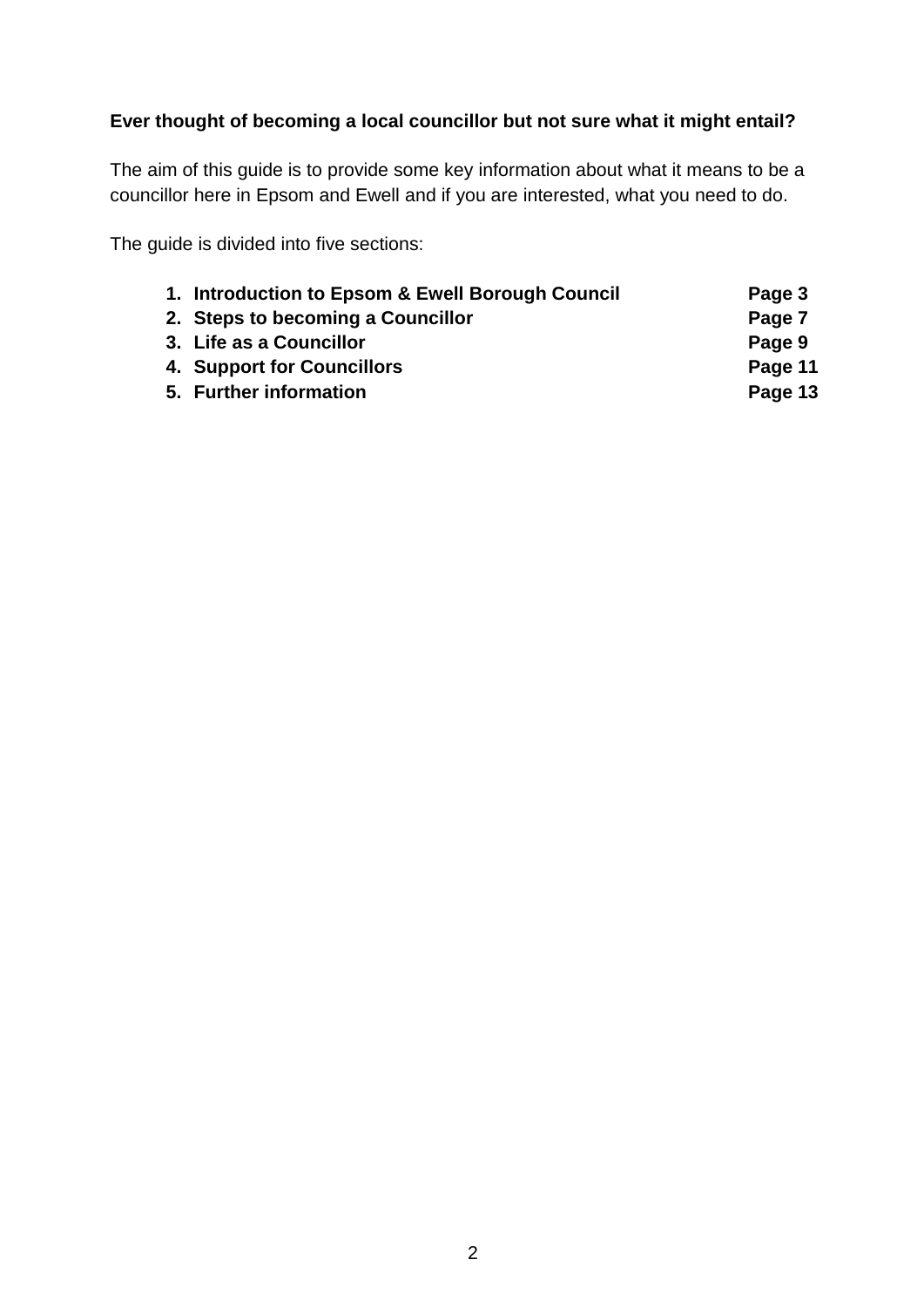**Ever thought of becoming a local councillor but not sure what it might entail?**

The aim of this guide is to provide some key information about what it means to be a councillor here in Epsom and Ewell and if you are interested, what you need to do.

The guide is divided into five sections:

| | |
|---|---|
| **1. Introduction to Epsom & Ewell Borough Council** | **Page 3** |
| **2. Steps to becoming a Councillor** | **Page 7** |
| **3. Life as a Councillor** | **Page 9** |
| **4. Support for Councillors** | **Page 11** |
| **5. Further information** | **Page 13** |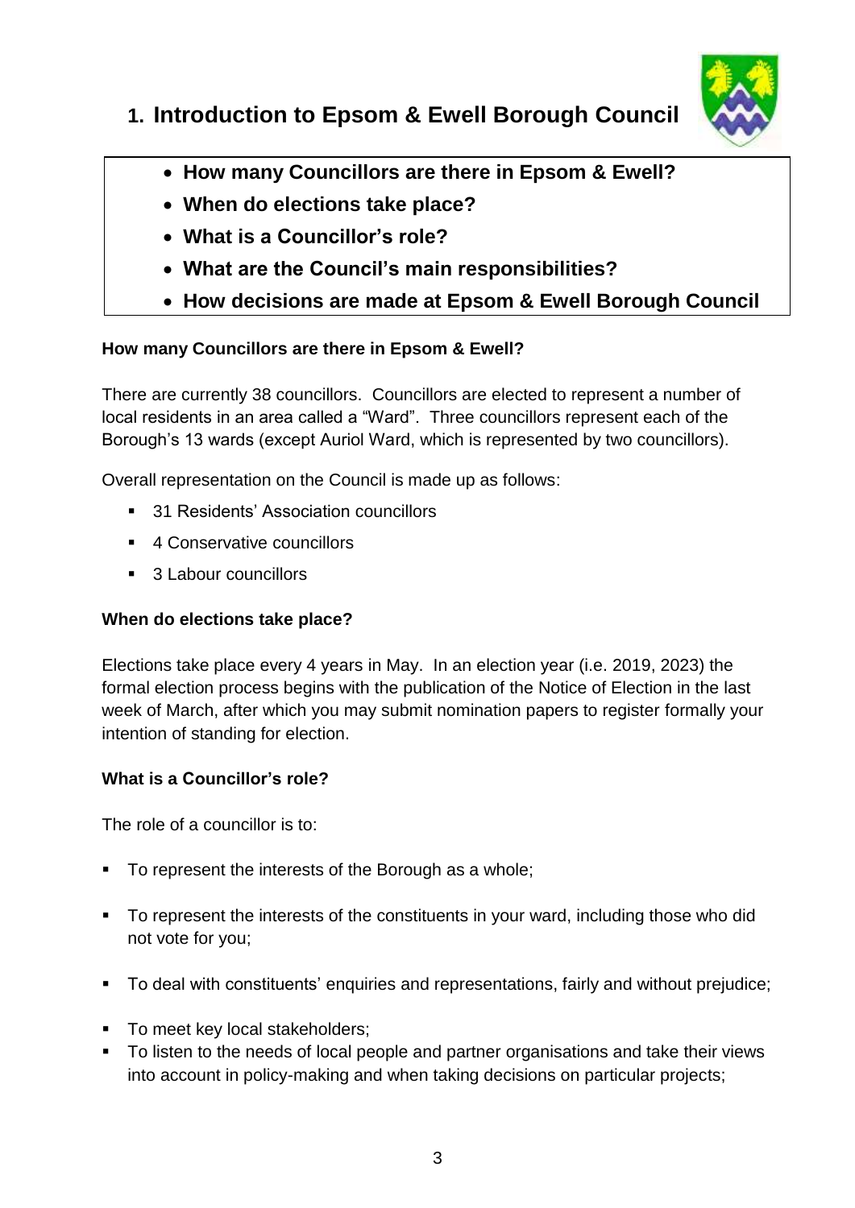# 1. Introduction to Epsom & Ewell Borough Council

- **How many Councillors are there in Epsom & Ewell?**
- **When do elections take place?**
- **What is a Councillor's role?**
- **What are the Council's main responsibilities?**
- **How decisions are made at Epsom & Ewell Borough Council**

### How many Councillors are there in Epsom & Ewell?

There are currently 38 councillors. Councillors are elected to represent a number of local residents in an area called a "Ward". Three councillors represent each of the Borough's 13 wards (except Auriol Ward, which is represented by two councillors).

Overall representation on the Council is made up as follows:

- 31 Residents' Association councillors
- 4 Conservative councillors
- 3 Labour councillors

### When do elections take place?

Elections take place every 4 years in May. In an election year (i.e. 2019, 2023) the formal election process begins with the publication of the Notice of Election in the last week of March, after which you may submit nomination papers to register formally your intention of standing for election.

### What is a Councillor's role?

The role of a councillor is to:

- To represent the interests of the Borough as a whole;
- To represent the interests of the constituents in your ward, including those who did not vote for you;
- To deal with constituents' enquiries and representations, fairly and without prejudice;
- To meet key local stakeholders;
- To listen to the needs of local people and partner organisations and take their views into account in policy-making and when taking decisions on particular projects;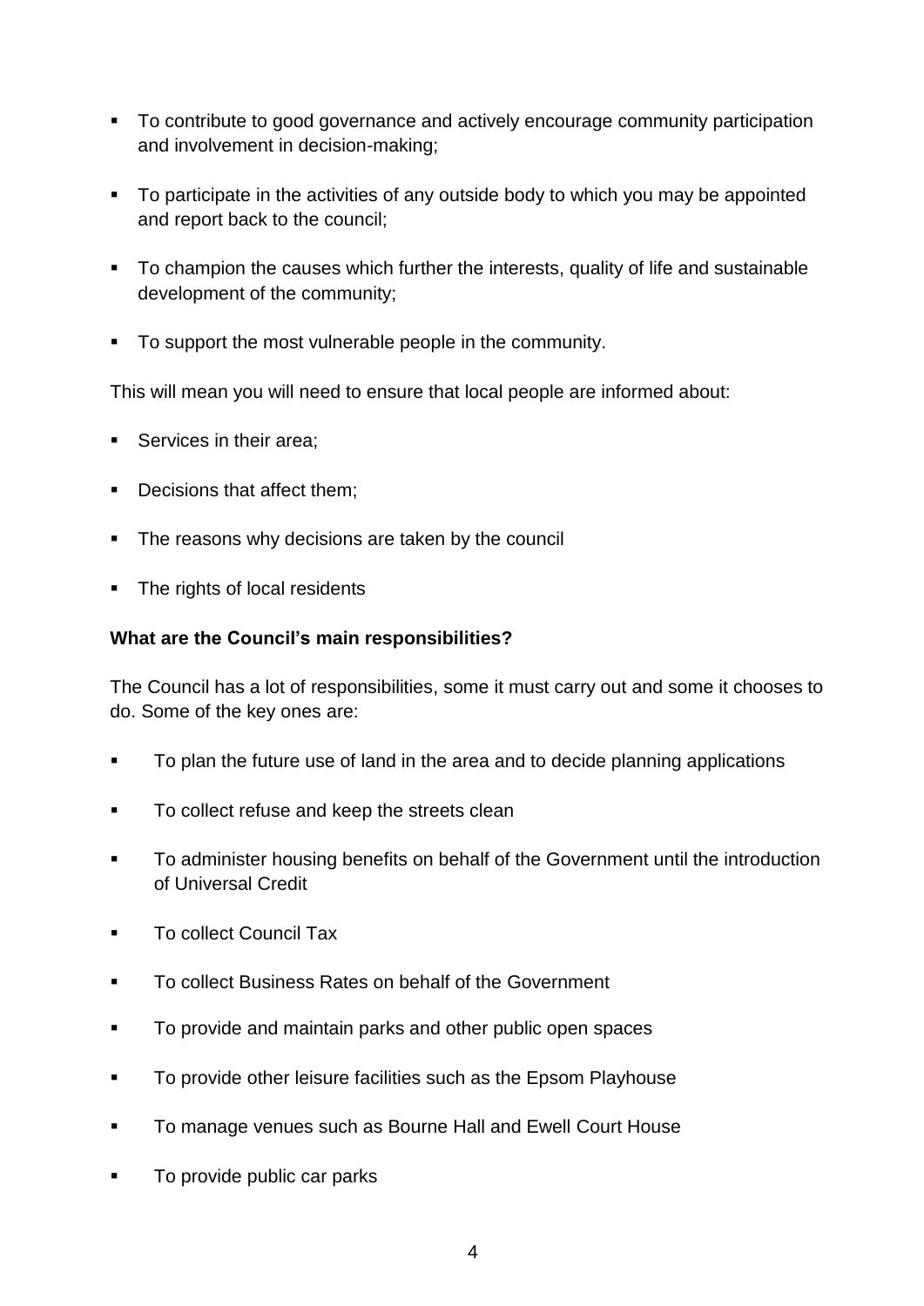- To contribute to good governance and actively encourage community participation and involvement in decision-making;
- To participate in the activities of any outside body to which you may be appointed and report back to the council;
- To champion the causes which further the interests, quality of life and sustainable development of the community;
- To support the most vulnerable people in the community.

This will mean you will need to ensure that local people are informed about:

- Services in their area;
- Decisions that affect them;
- The reasons why decisions are taken by the council
- The rights of local residents

**What are the Council's main responsibilities?**

The Council has a lot of responsibilities, some it must carry out and some it chooses to do. Some of the key ones are:

- To plan the future use of land in the area and to decide planning applications
- To collect refuse and keep the streets clean
- To administer housing benefits on behalf of the Government until the introduction of Universal Credit
- To collect Council Tax
- To collect Business Rates on behalf of the Government
- To provide and maintain parks and other public open spaces
- To provide other leisure facilities such as the Epsom Playhouse
- To manage venues such as Bourne Hall and Ewell Court House
- To provide public car parks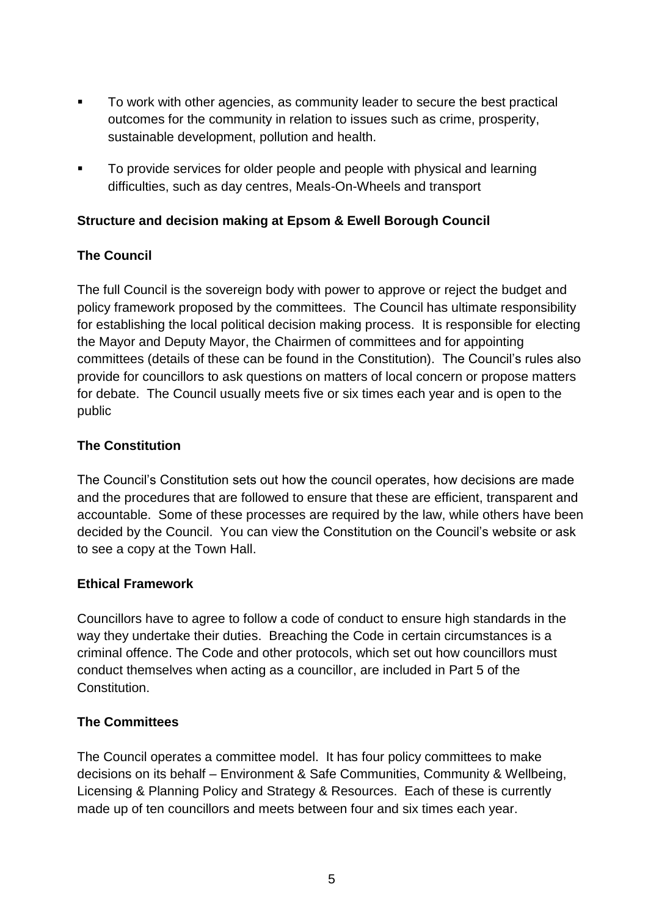- To work with other agencies, as community leader to secure the best practical outcomes for the community in relation to issues such as crime, prosperity, sustainable development, pollution and health.
- To provide services for older people and people with physical and learning difficulties, such as day centres, Meals-On-Wheels and transport

**Structure and decision making at Epsom & Ewell Borough Council**

**The Council**

The full Council is the sovereign body with power to approve or reject the budget and policy framework proposed by the committees. The Council has ultimate responsibility for establishing the local political decision making process. It is responsible for electing the Mayor and Deputy Mayor, the Chairmen of committees and for appointing committees (details of these can be found in the Constitution). The Council's rules also provide for councillors to ask questions on matters of local concern or propose matters for debate. The Council usually meets five or six times each year and is open to the public

**The Constitution**

The Council's Constitution sets out how the council operates, how decisions are made and the procedures that are followed to ensure that these are efficient, transparent and accountable. Some of these processes are required by the law, while others have been decided by the Council. You can view the Constitution on the Council's website or ask to see a copy at the Town Hall.

**Ethical Framework**

Councillors have to agree to follow a code of conduct to ensure high standards in the way they undertake their duties. Breaching the Code in certain circumstances is a criminal offence. The Code and other protocols, which set out how councillors must conduct themselves when acting as a councillor, are included in Part 5 of the Constitution.

**The Committees**

The Council operates a committee model. It has four policy committees to make decisions on its behalf – Environment & Safe Communities, Community & Wellbeing, Licensing & Planning Policy and Strategy & Resources. Each of these is currently made up of ten councillors and meets between four and six times each year.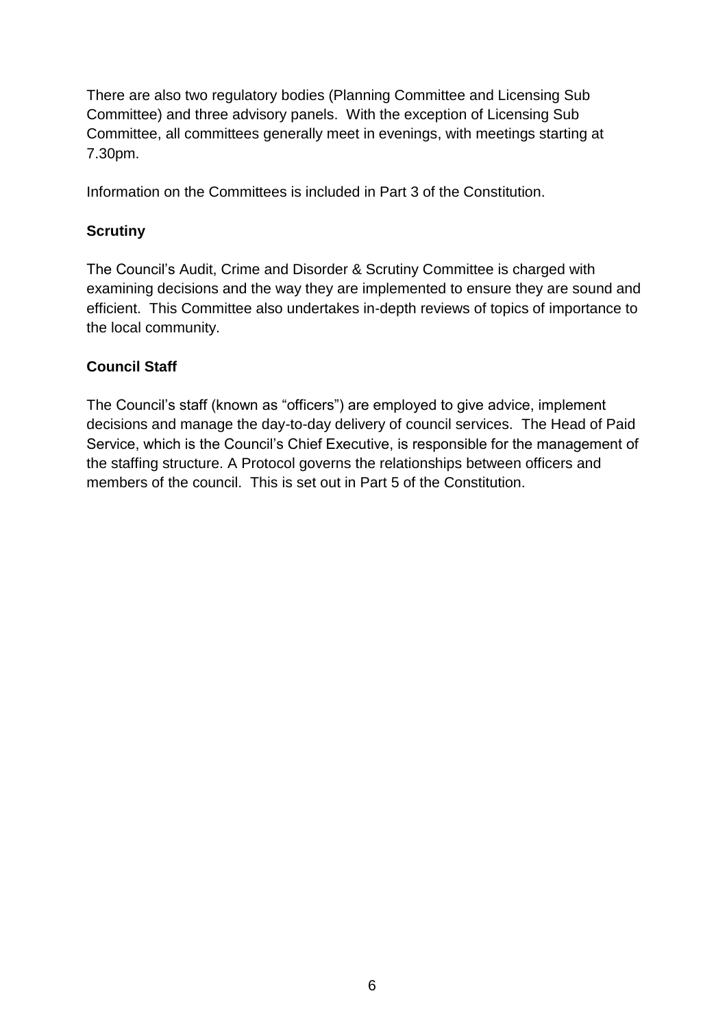There are also two regulatory bodies (Planning Committee and Licensing Sub Committee) and three advisory panels. With the exception of Licensing Sub Committee, all committees generally meet in evenings, with meetings starting at 7.30pm.

Information on the Committees is included in Part 3 of the Constitution.

**Scrutiny**

The Council's Audit, Crime and Disorder & Scrutiny Committee is charged with examining decisions and the way they are implemented to ensure they are sound and efficient. This Committee also undertakes in-depth reviews of topics of importance to the local community.

**Council Staff**

The Council's staff (known as "officers") are employed to give advice, implement decisions and manage the day-to-day delivery of council services. The Head of Paid Service, which is the Council's Chief Executive, is responsible for the management of the staffing structure. A Protocol governs the relationships between officers and members of the council. This is set out in Part 5 of the Constitution.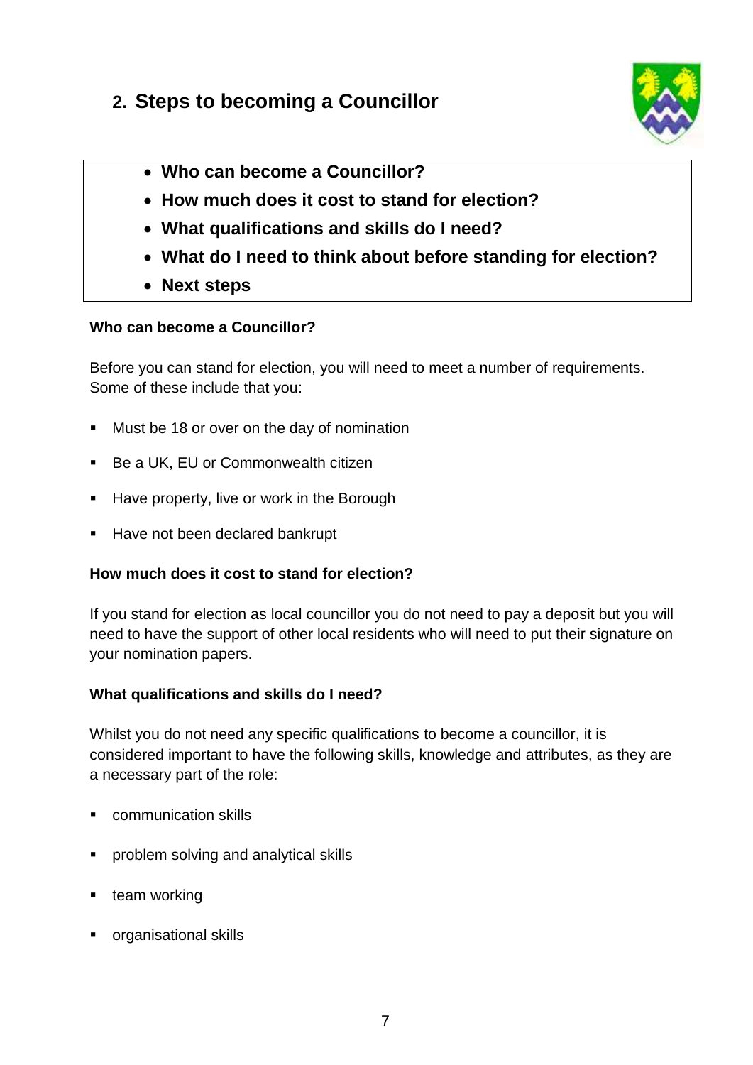## 2. Steps to becoming a Councillor

- **Who can become a Councillor?**
- **How much does it cost to stand for election?**
- **What qualifications and skills do I need?**
- **What do I need to think about before standing for election?**
- **Next steps**

**Who can become a Councillor?**

Before you can stand for election, you will need to meet a number of requirements. Some of these include that you:

- Must be 18 or over on the day of nomination
- Be a UK, EU or Commonwealth citizen
- Have property, live or work in the Borough
- Have not been declared bankrupt

**How much does it cost to stand for election?**

If you stand for election as local councillor you do not need to pay a deposit but you will need to have the support of other local residents who will need to put their signature on your nomination papers.

**What qualifications and skills do I need?**

Whilst you do not need any specific qualifications to become a councillor, it is considered important to have the following skills, knowledge and attributes, as they are a necessary part of the role:

- communication skills
- problem solving and analytical skills
- team working
- organisational skills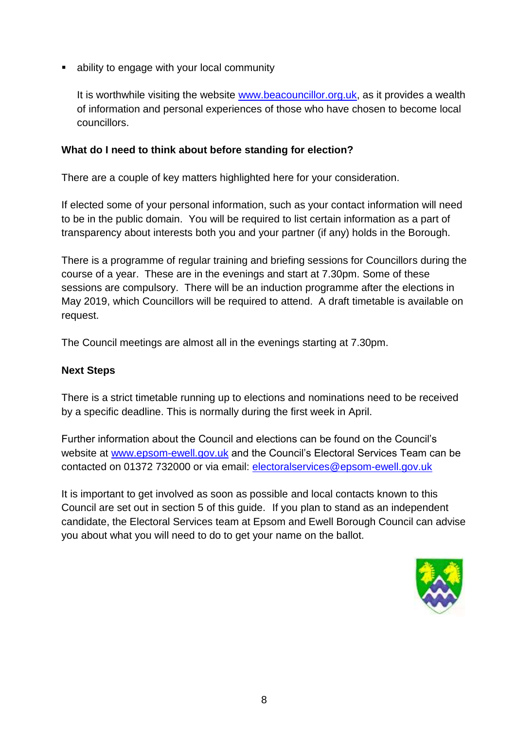- ability to engage with your local community

  It is worthwhile visiting the website www.beacouncillor.org.uk, as it provides a wealth of information and personal experiences of those who have chosen to become local councillors.

**What do I need to think about before standing for election?**

There are a couple of key matters highlighted here for your consideration.

If elected some of your personal information, such as your contact information will need to be in the public domain. You will be required to list certain information as a part of transparency about interests both you and your partner (if any) holds in the Borough.

There is a programme of regular training and briefing sessions for Councillors during the course of a year. These are in the evenings and start at 7.30pm. Some of these sessions are compulsory. There will be an induction programme after the elections in May 2019, which Councillors will be required to attend. A draft timetable is available on request.

The Council meetings are almost all in the evenings starting at 7.30pm.

**Next Steps**

There is a strict timetable running up to elections and nominations need to be received by a specific deadline. This is normally during the first week in April.

Further information about the Council and elections can be found on the Council's website at www.epsom-ewell.gov.uk and the Council's Electoral Services Team can be contacted on 01372 732000 or via email: electoralservices@epsom-ewell.gov.uk

It is important to get involved as soon as possible and local contacts known to this Council are set out in section 5 of this guide. If you plan to stand as an independent candidate, the Electoral Services team at Epsom and Ewell Borough Council can advise you about what you will need to do to get your name on the ballot.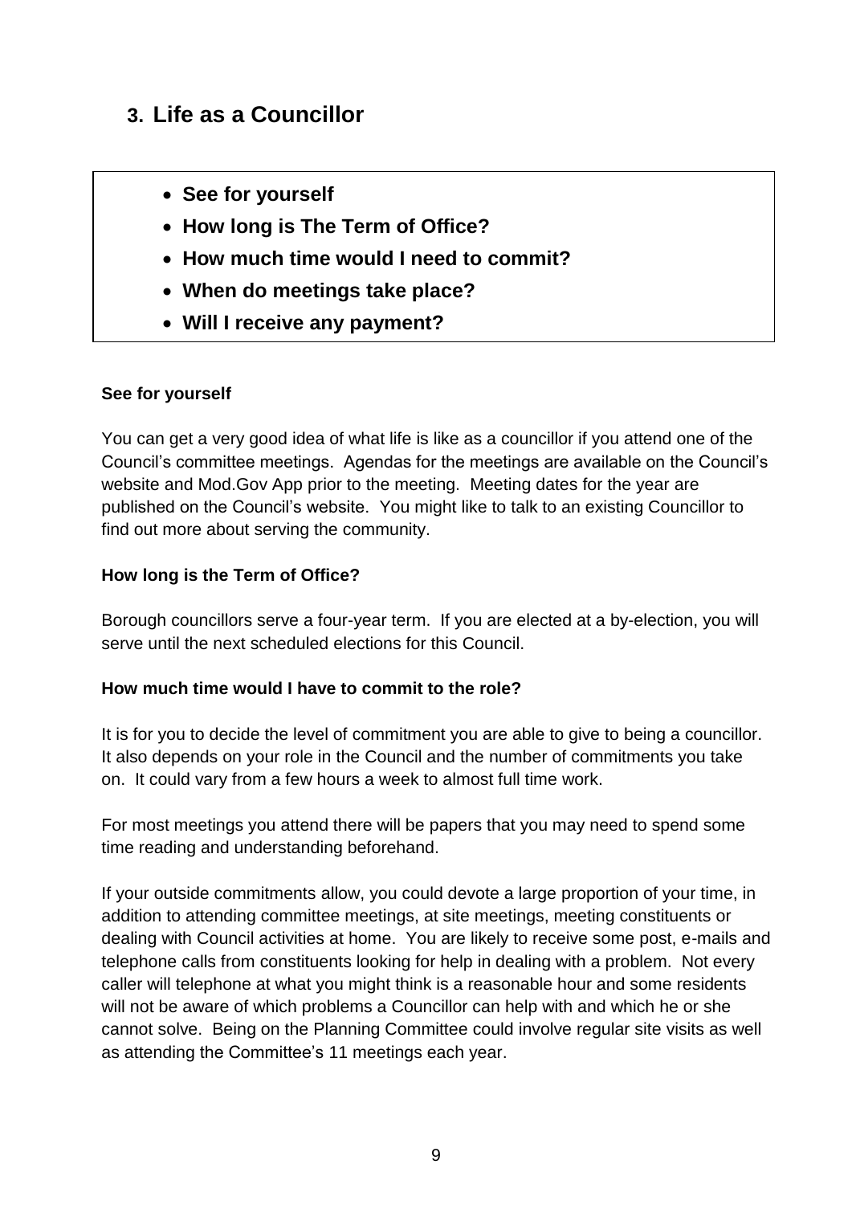## 3. Life as a Councillor

- **See for yourself**
- **How long is The Term of Office?**
- **How much time would I need to commit?**
- **When do meetings take place?**
- **Will I receive any payment?**

**See for yourself**

You can get a very good idea of what life is like as a councillor if you attend one of the Council's committee meetings. Agendas for the meetings are available on the Council's website and Mod.Gov App prior to the meeting. Meeting dates for the year are published on the Council's website. You might like to talk to an existing Councillor to find out more about serving the community.

**How long is the Term of Office?**

Borough councillors serve a four-year term. If you are elected at a by-election, you will serve until the next scheduled elections for this Council.

**How much time would I have to commit to the role?**

It is for you to decide the level of commitment you are able to give to being a councillor. It also depends on your role in the Council and the number of commitments you take on. It could vary from a few hours a week to almost full time work.

For most meetings you attend there will be papers that you may need to spend some time reading and understanding beforehand.

If your outside commitments allow, you could devote a large proportion of your time, in addition to attending committee meetings, at site meetings, meeting constituents or dealing with Council activities at home. You are likely to receive some post, e-mails and telephone calls from constituents looking for help in dealing with a problem. Not every caller will telephone at what you might think is a reasonable hour and some residents will not be aware of which problems a Councillor can help with and which he or she cannot solve. Being on the Planning Committee could involve regular site visits as well as attending the Committee's 11 meetings each year.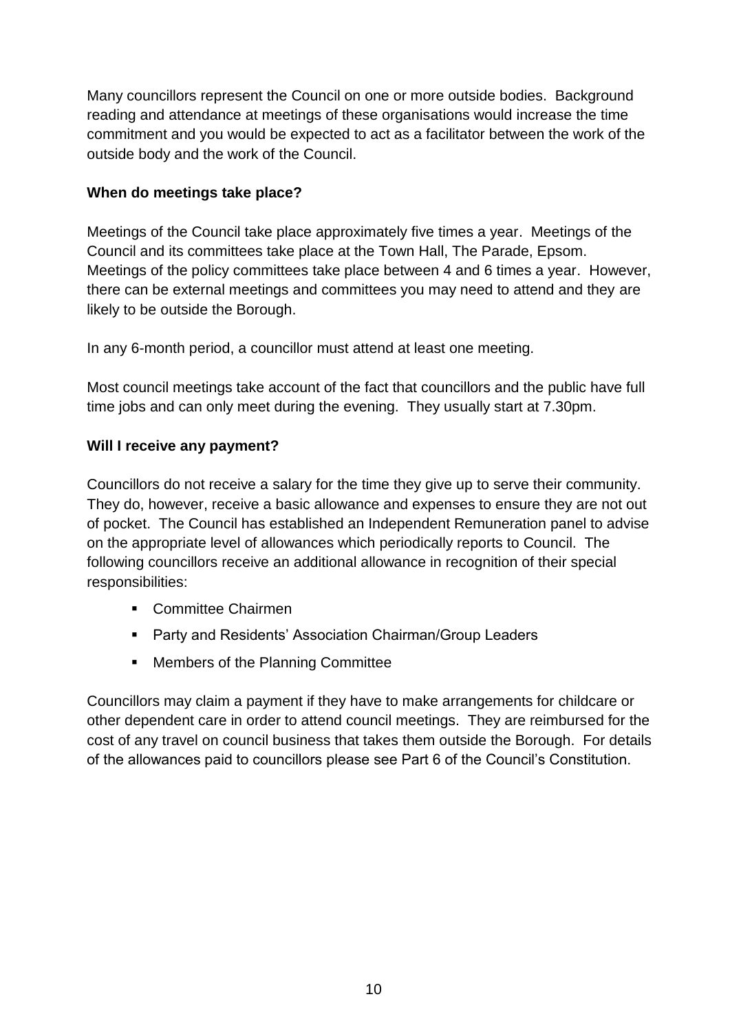Many councillors represent the Council on one or more outside bodies. Background reading and attendance at meetings of these organisations would increase the time commitment and you would be expected to act as a facilitator between the work of the outside body and the work of the Council.

**When do meetings take place?**

Meetings of the Council take place approximately five times a year. Meetings of the Council and its committees take place at the Town Hall, The Parade, Epsom. Meetings of the policy committees take place between 4 and 6 times a year. However, there can be external meetings and committees you may need to attend and they are likely to be outside the Borough.

In any 6-month period, a councillor must attend at least one meeting.

Most council meetings take account of the fact that councillors and the public have full time jobs and can only meet during the evening. They usually start at 7.30pm.

**Will I receive any payment?**

Councillors do not receive a salary for the time they give up to serve their community. They do, however, receive a basic allowance and expenses to ensure they are not out of pocket. The Council has established an Independent Remuneration panel to advise on the appropriate level of allowances which periodically reports to Council. The following councillors receive an additional allowance in recognition of their special responsibilities:

- Committee Chairmen
- Party and Residents' Association Chairman/Group Leaders
- Members of the Planning Committee

Councillors may claim a payment if they have to make arrangements for childcare or other dependent care in order to attend council meetings. They are reimbursed for the cost of any travel on council business that takes them outside the Borough. For details of the allowances paid to councillors please see Part 6 of the Council's Constitution.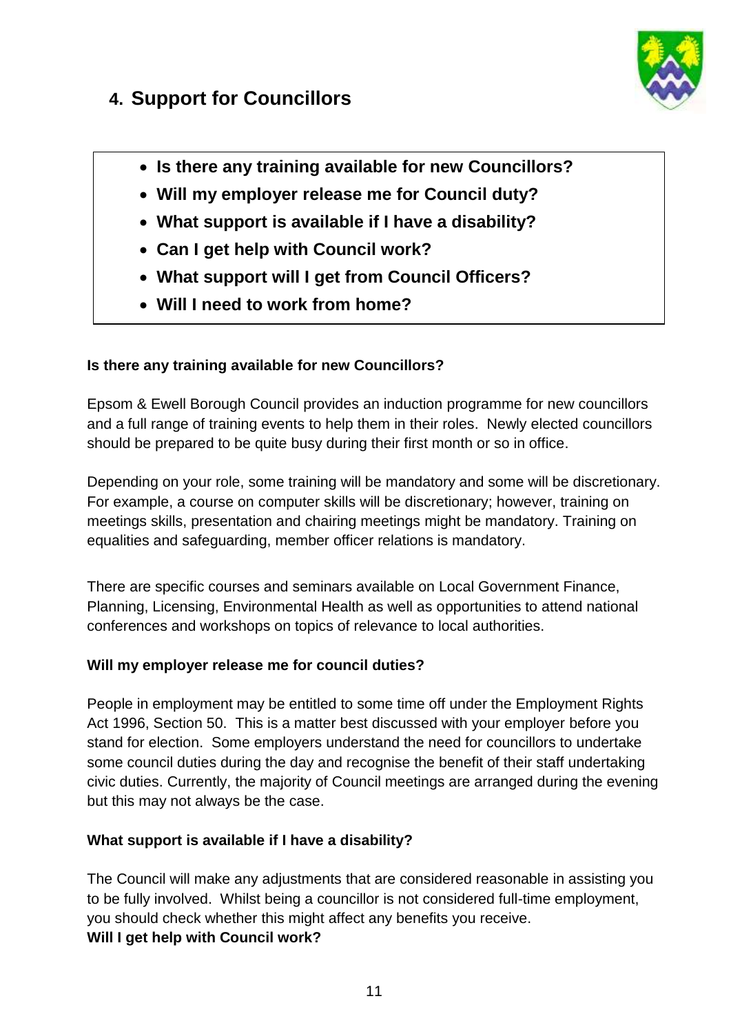## 4. Support for Councillors

- **Is there any training available for new Councillors?**
- **Will my employer release me for Council duty?**
- **What support is available if I have a disability?**
- **Can I get help with Council work?**
- **What support will I get from Council Officers?**
- **Will I need to work from home?**

**Is there any training available for new Councillors?**

Epsom & Ewell Borough Council provides an induction programme for new councillors and a full range of training events to help them in their roles. Newly elected councillors should be prepared to be quite busy during their first month or so in office.

Depending on your role, some training will be mandatory and some will be discretionary. For example, a course on computer skills will be discretionary; however, training on meetings skills, presentation and chairing meetings might be mandatory. Training on equalities and safeguarding, member officer relations is mandatory.

There are specific courses and seminars available on Local Government Finance, Planning, Licensing, Environmental Health as well as opportunities to attend national conferences and workshops on topics of relevance to local authorities.

**Will my employer release me for council duties?**

People in employment may be entitled to some time off under the Employment Rights Act 1996, Section 50. This is a matter best discussed with your employer before you stand for election. Some employers understand the need for councillors to undertake some council duties during the day and recognise the benefit of their staff undertaking civic duties. Currently, the majority of Council meetings are arranged during the evening but this may not always be the case.

**What support is available if I have a disability?**

The Council will make any adjustments that are considered reasonable in assisting you to be fully involved. Whilst being a councillor is not considered full-time employment, you should check whether this might affect any benefits you receive.

**Will I get help with Council work?**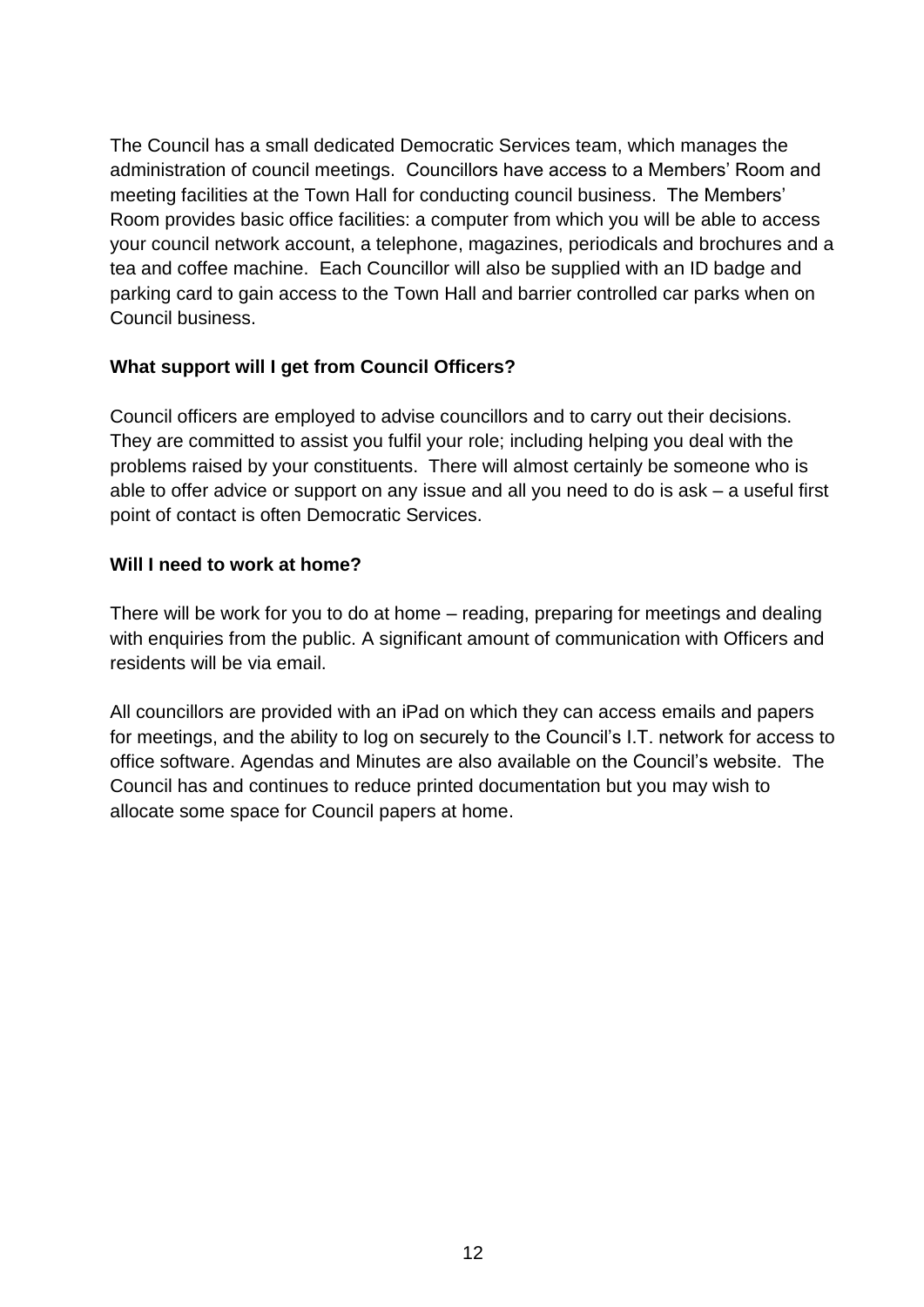The Council has a small dedicated Democratic Services team, which manages the administration of council meetings. Councillors have access to a Members' Room and meeting facilities at the Town Hall for conducting council business. The Members' Room provides basic office facilities: a computer from which you will be able to access your council network account, a telephone, magazines, periodicals and brochures and a tea and coffee machine. Each Councillor will also be supplied with an ID badge and parking card to gain access to the Town Hall and barrier controlled car parks when on Council business.

**What support will I get from Council Officers?**

Council officers are employed to advise councillors and to carry out their decisions. They are committed to assist you fulfil your role; including helping you deal with the problems raised by your constituents. There will almost certainly be someone who is able to offer advice or support on any issue and all you need to do is ask – a useful first point of contact is often Democratic Services.

**Will I need to work at home?**

There will be work for you to do at home – reading, preparing for meetings and dealing with enquiries from the public. A significant amount of communication with Officers and residents will be via email.

All councillors are provided with an iPad on which they can access emails and papers for meetings, and the ability to log on securely to the Council's I.T. network for access to office software. Agendas and Minutes are also available on the Council's website. The Council has and continues to reduce printed documentation but you may wish to allocate some space for Council papers at home.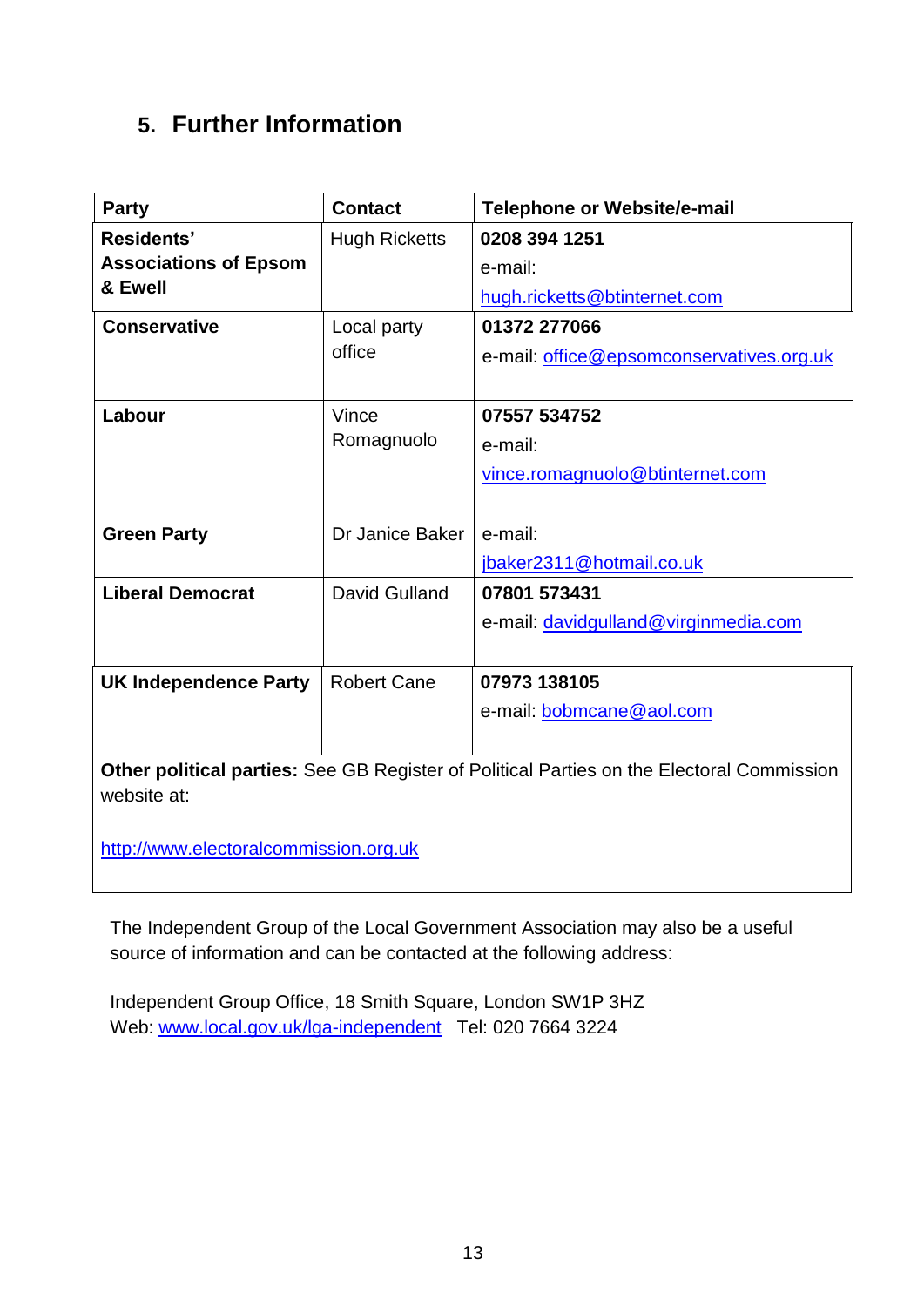## 5. Further Information

| Party | Contact | Telephone or Website/e-mail |
|---|---|---|
| **Residents' Associations of Epsom & Ewell** | Hugh Ricketts | **0208 394 1251** e-mail: hugh.ricketts@btinternet.com |
| **Conservative** | Local party office | **01372 277066** e-mail: office@epsomconservatives.org.uk |
| **Labour** | Vince Romagnuolo | **07557 534752** e-mail: vince.romagnuolo@btinternet.com |
| **Green Party** | Dr Janice Baker | e-mail: jbaker2311@hotmail.co.uk |
| **Liberal Democrat** | David Gulland | **07801 573431** e-mail: davidgulland@virginmedia.com |
| **UK Independence Party** | Robert Cane | **07973 138105** e-mail: bobmcane@aol.com |
| **Other political parties:** See GB Register of Political Parties on the Electoral Commission website at: http://www.electoralcommission.org.uk | | |

The Independent Group of the Local Government Association may also be a useful source of information and can be contacted at the following address:

Independent Group Office, 18 Smith Square, London SW1P 3HZ
Web: www.local.gov.uk/lga-independent Tel: 020 7664 3224